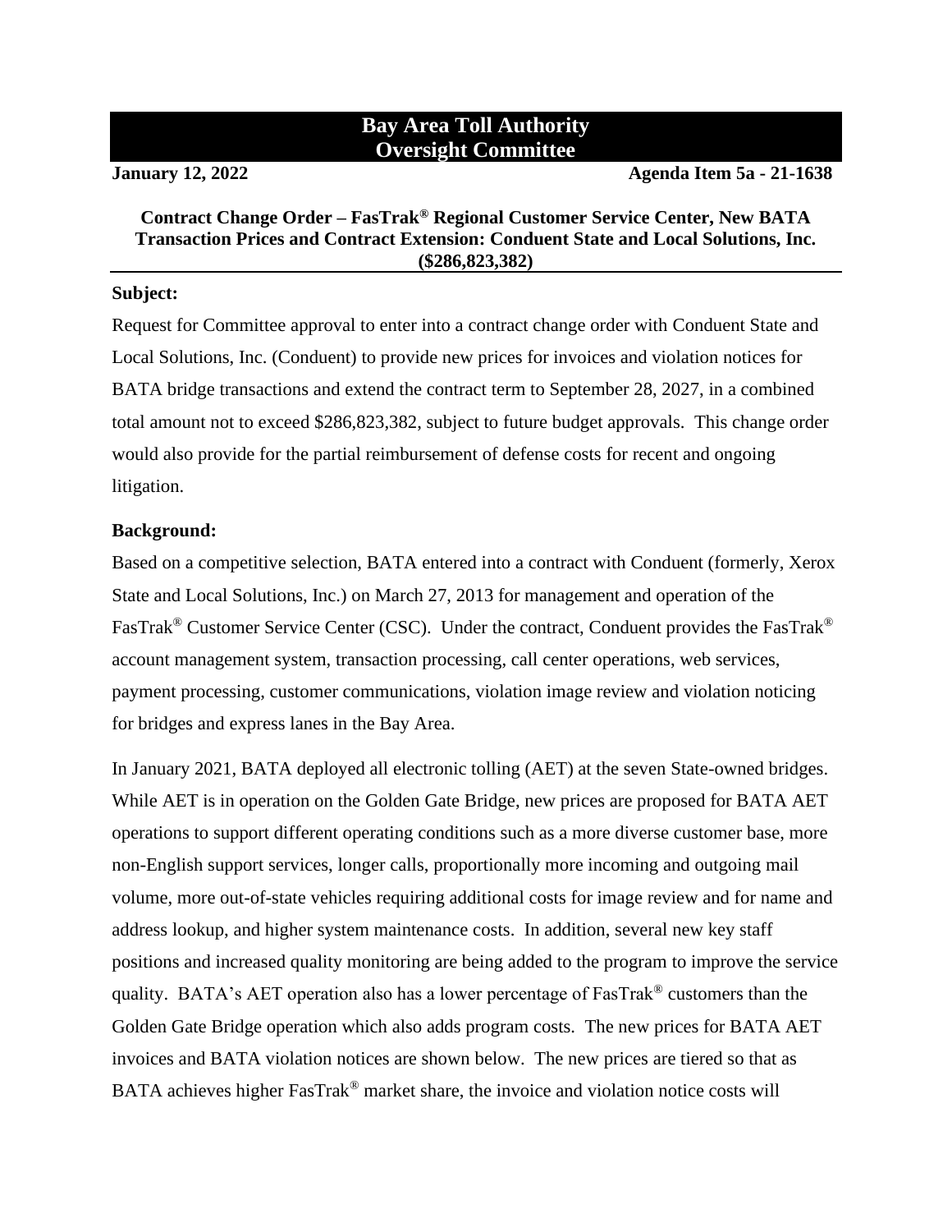# Bay Area Toll Authority Oversight Committee

**January 12, 2022** **Agenda Item 5a - 21-1638**

## Contract Change Order – FasTrak® Regional Customer Service Center, New BATA Transaction Prices and Contract Extension: Conduent State and Local Solutions, Inc. ($286,823,382)

**Subject:**

Request for Committee approval to enter into a contract change order with Conduent State and Local Solutions, Inc. (Conduent) to provide new prices for invoices and violation notices for BATA bridge transactions and extend the contract term to September 28, 2027, in a combined total amount not to exceed $286,823,382, subject to future budget approvals. This change order would also provide for the partial reimbursement of defense costs for recent and ongoing litigation.

**Background:**

Based on a competitive selection, BATA entered into a contract with Conduent (formerly, Xerox State and Local Solutions, Inc.) on March 27, 2013 for management and operation of the FasTrak® Customer Service Center (CSC). Under the contract, Conduent provides the FasTrak® account management system, transaction processing, call center operations, web services, payment processing, customer communications, violation image review and violation noticing for bridges and express lanes in the Bay Area.

In January 2021, BATA deployed all electronic tolling (AET) at the seven State-owned bridges. While AET is in operation on the Golden Gate Bridge, new prices are proposed for BATA AET operations to support different operating conditions such as a more diverse customer base, more non-English support services, longer calls, proportionally more incoming and outgoing mail volume, more out-of-state vehicles requiring additional costs for image review and for name and address lookup, and higher system maintenance costs. In addition, several new key staff positions and increased quality monitoring are being added to the program to improve the service quality. BATA's AET operation also has a lower percentage of FasTrak® customers than the Golden Gate Bridge operation which also adds program costs. The new prices for BATA AET invoices and BATA violation notices are shown below. The new prices are tiered so that as BATA achieves higher FasTrak® market share, the invoice and violation notice costs will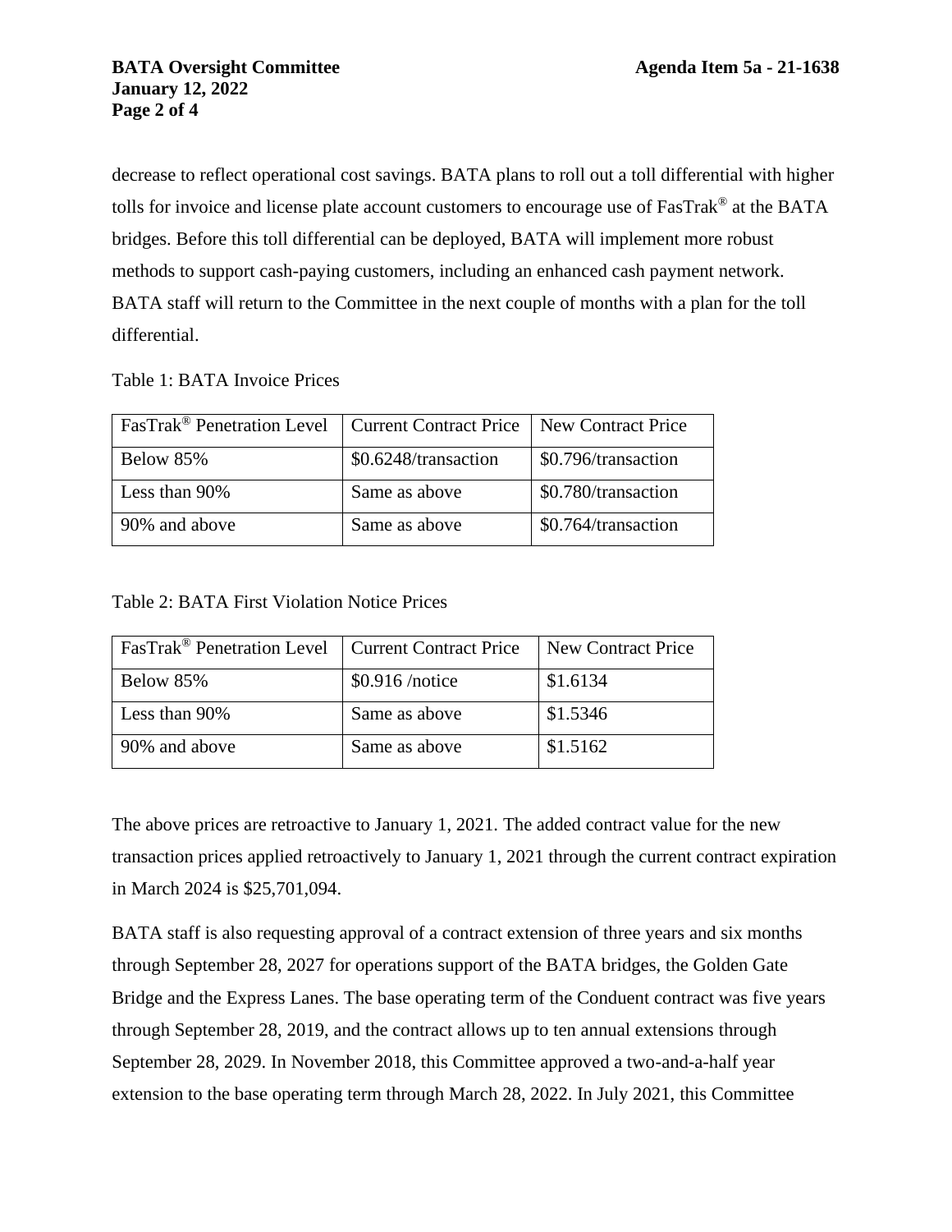decrease to reflect operational cost savings. BATA plans to roll out a toll differential with higher tolls for invoice and license plate account customers to encourage use of FasTrak® at the BATA bridges. Before this toll differential can be deployed, BATA will implement more robust methods to support cash-paying customers, including an enhanced cash payment network. BATA staff will return to the Committee in the next couple of months with a plan for the toll differential.

Table 1: BATA Invoice Prices

| FasTrak® Penetration Level | Current Contract Price | New Contract Price |
|---|---|---|
| Below 85% | $0.6248/transaction | $0.796/transaction |
| Less than 90% | Same as above | $0.780/transaction |
| 90% and above | Same as above | $0.764/transaction |

Table 2: BATA First Violation Notice Prices

| FasTrak® Penetration Level | Current Contract Price | New Contract Price |
|---|---|---|
| Below 85% | $0.916 /notice | $1.6134 |
| Less than 90% | Same as above | $1.5346 |
| 90% and above | Same as above | $1.5162 |

The above prices are retroactive to January 1, 2021. The added contract value for the new transaction prices applied retroactively to January 1, 2021 through the current contract expiration in March 2024 is $25,701,094.

BATA staff is also requesting approval of a contract extension of three years and six months through September 28, 2027 for operations support of the BATA bridges, the Golden Gate Bridge and the Express Lanes. The base operating term of the Conduent contract was five years through September 28, 2019, and the contract allows up to ten annual extensions through September 28, 2029. In November 2018, this Committee approved a two-and-a-half year extension to the base operating term through March 28, 2022. In July 2021, this Committee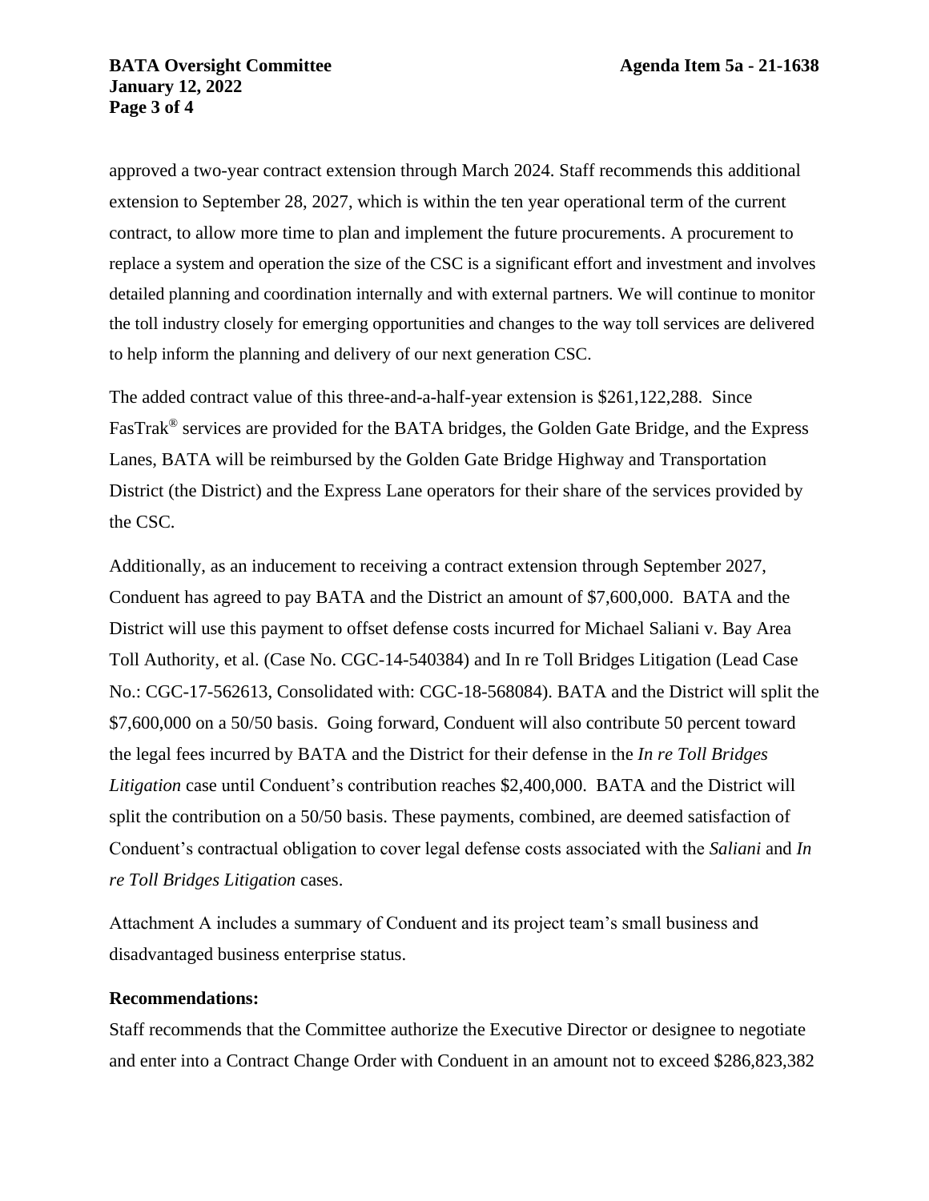approved a two-year contract extension through March 2024. Staff recommends this additional extension to September 28, 2027, which is within the ten year operational term of the current contract, to allow more time to plan and implement the future procurements. A procurement to replace a system and operation the size of the CSC is a significant effort and investment and involves detailed planning and coordination internally and with external partners. We will continue to monitor the toll industry closely for emerging opportunities and changes to the way toll services are delivered to help inform the planning and delivery of our next generation CSC.

The added contract value of this three-and-a-half-year extension is $261,122,288. Since FasTrak® services are provided for the BATA bridges, the Golden Gate Bridge, and the Express Lanes, BATA will be reimbursed by the Golden Gate Bridge Highway and Transportation District (the District) and the Express Lane operators for their share of the services provided by the CSC.

Additionally, as an inducement to receiving a contract extension through September 2027, Conduent has agreed to pay BATA and the District an amount of $7,600,000. BATA and the District will use this payment to offset defense costs incurred for Michael Saliani v. Bay Area Toll Authority, et al. (Case No. CGC-14-540384) and In re Toll Bridges Litigation (Lead Case No.: CGC-17-562613, Consolidated with: CGC-18-568084). BATA and the District will split the $7,600,000 on a 50/50 basis. Going forward, Conduent will also contribute 50 percent toward the legal fees incurred by BATA and the District for their defense in the *In re Toll Bridges Litigation* case until Conduent's contribution reaches $2,400,000. BATA and the District will split the contribution on a 50/50 basis. These payments, combined, are deemed satisfaction of Conduent's contractual obligation to cover legal defense costs associated with the *Saliani* and *In re Toll Bridges Litigation* cases.

Attachment A includes a summary of Conduent and its project team's small business and disadvantaged business enterprise status.

**Recommendations:**

Staff recommends that the Committee authorize the Executive Director or designee to negotiate and enter into a Contract Change Order with Conduent in an amount not to exceed $286,823,382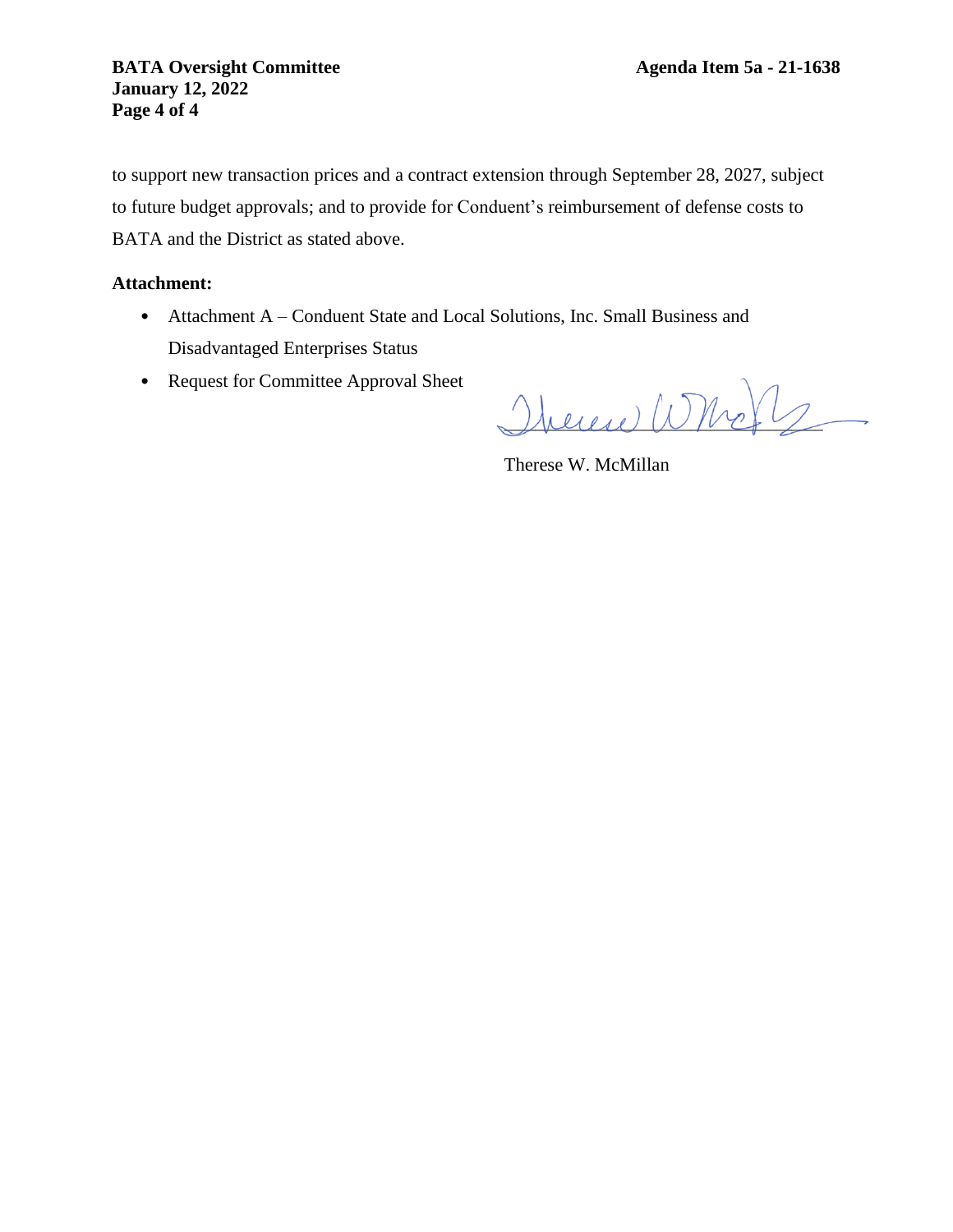to support new transaction prices and a contract extension through September 28, 2027, subject to future budget approvals; and to provide for Conduent's reimbursement of defense costs to BATA and the District as stated above.

**Attachment:**

- Attachment A – Conduent State and Local Solutions, Inc. Small Business and Disadvantaged Enterprises Status
- Request for Committee Approval Sheet

Therese W. McMillan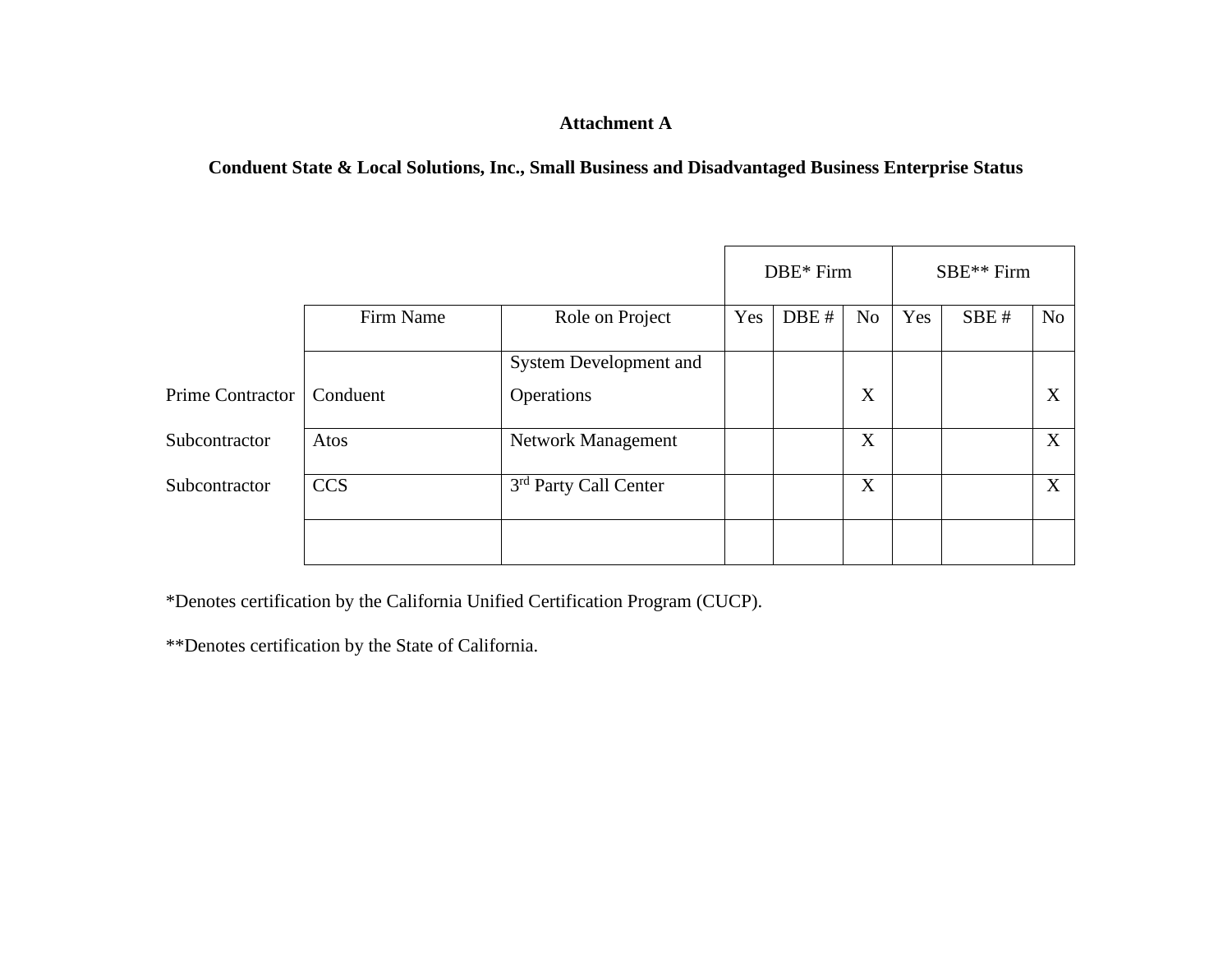**Attachment A**

**Conduent State & Local Solutions, Inc., Small Business and Disadvantaged Business Enterprise Status**

| | | | DBE* Firm | | | SBE** Firm | | |
|---|---|---|---|---|---|---|---|---|
| | Firm Name | Role on Project | Yes | DBE # | No | Yes | SBE # | No |
| Prime Contractor | Conduent | System Development and Operations | | | X | | | X |
| Subcontractor | Atos | Network Management | | | X | | | X |
| Subcontractor | CCS | 3rd Party Call Center | | | X | | | X |
| | | | | | | | | |

*Denotes certification by the California Unified Certification Program (CUCP).

**Denotes certification by the State of California.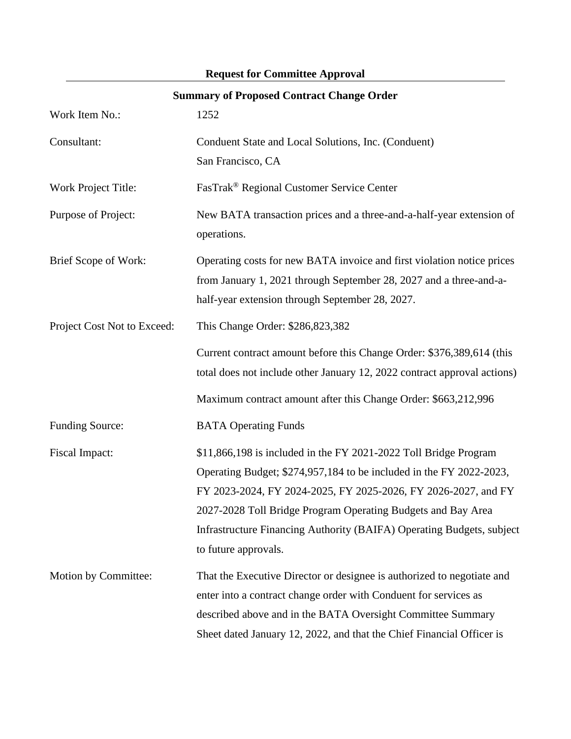**Request for Committee Approval**

**Summary of Proposed Contract Change Order**

| | |
|---|---|
| Work Item No.: | 1252 |
| Consultant: | Conduent State and Local Solutions, Inc. (Conduent)<br>San Francisco, CA |
| Work Project Title: | FasTrak® Regional Customer Service Center |
| Purpose of Project: | New BATA transaction prices and a three-and-a-half-year extension of operations. |
| Brief Scope of Work: | Operating costs for new BATA invoice and first violation notice prices from January 1, 2021 through September 28, 2027 and a three-and-a-half-year extension through September 28, 2027. |
| Project Cost Not to Exceed: | This Change Order: $286,823,382<br><br>Current contract amount before this Change Order: $376,389,614 (this total does not include other January 12, 2022 contract approval actions)<br><br>Maximum contract amount after this Change Order: $663,212,996 |
| Funding Source: | BATA Operating Funds |
| Fiscal Impact: | $11,866,198 is included in the FY 2021-2022 Toll Bridge Program Operating Budget; $274,957,184 to be included in the FY 2022-2023, FY 2023-2024, FY 2024-2025, FY 2025-2026, FY 2026-2027, and FY 2027-2028 Toll Bridge Program Operating Budgets and Bay Area Infrastructure Financing Authority (BAIFA) Operating Budgets, subject to future approvals. |
| Motion by Committee: | That the Executive Director or designee is authorized to negotiate and enter into a contract change order with Conduent for services as described above and in the BATA Oversight Committee Summary Sheet dated January 12, 2022, and that the Chief Financial Officer is |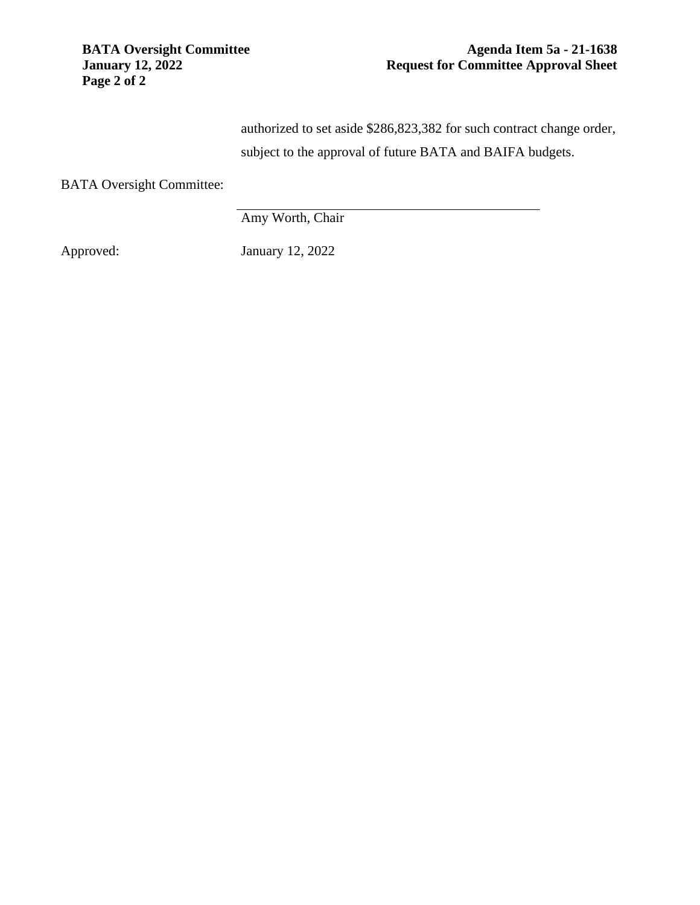authorized to set aside $286,823,382 for such contract change order, subject to the approval of future BATA and BAIFA budgets.

BATA Oversight Committee:

\_\_\_\_\_\_\_\_\_\_\_\_\_\_\_\_\_\_\_\_\_\_\_\_\_\_\_\_\_\_\_\_\_\_\_\_\_\_\_\_

Amy Worth, Chair

Approved: January 12, 2022